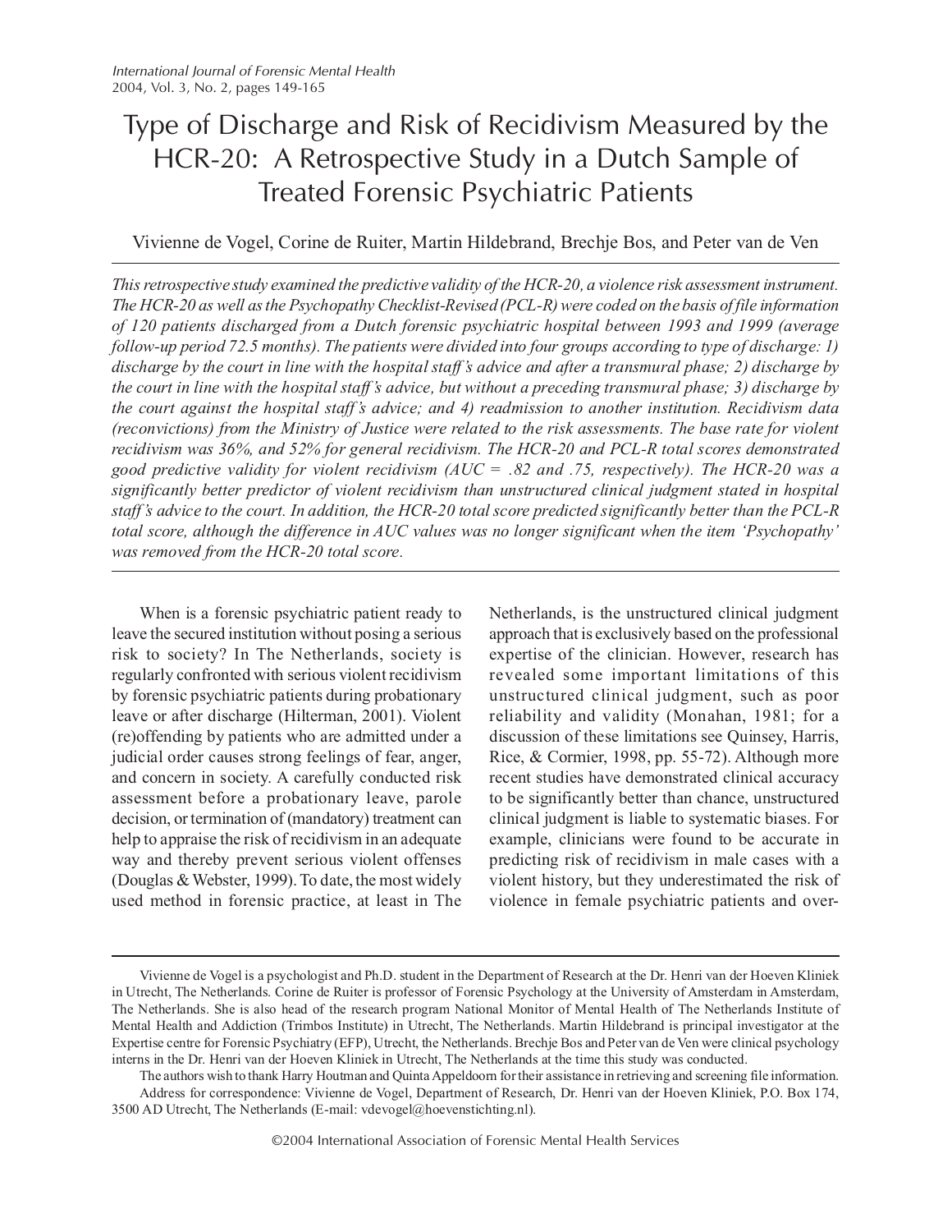# Type of Discharge and Risk of Recidivism Measured by the HCR-20: A Retrospective Study in a Dutch Sample of Treated Forensic Psychiatric Patients

Vivienne de Vogel, Corine de Ruiter, Martin Hildebrand, Brechje Bos, and Peter van de Ven

*This retrospective study examined the predictive validity of the HCR-20, a violence risk assessment instrument. The HCR-20 as well as the Psychopathy Checklist-Revised (PCL-R) were coded on the basis of file information of 120 patients discharged from a Dutch forensic psychiatric hospital between 1993 and 1999 (average follow-up period 72.5 months). The patients were divided into four groups according to type of discharge: 1) discharge by the court in line with the hospital staff's advice and after a transmural phase; 2) discharge by the court in line with the hospital staff's advice, but without a preceding transmural phase; 3) discharge by the court against the hospital staff's advice; and 4) readmission to another institution. Recidivism data (reconvictions) from the Ministry of Justice were related to the risk assessments. The base rate for violent recidivism was 36%, and 52% for general recidivism. The HCR-20 and PCL-R total scores demonstrated good predictive validity for violent recidivism (AUC = .82 and .75, respectively). The HCR-20 was a significantly better predictor of violent recidivism than unstructured clinical judgment stated in hospital staff's advice to the court. In addition, the HCR-20 total score predicted significantly better than the PCL-R total score, although the difference in AUC values was no longer significant when the item 'Psychopathy' was removed from the HCR-20 total score.*

When is a forensic psychiatric patient ready to leave the secured institution without posing a serious risk to society? In The Netherlands, society is regularly confronted with serious violent recidivism by forensic psychiatric patients during probationary leave or after discharge (Hilterman, 2001). Violent (re)offending by patients who are admitted under a judicial order causes strong feelings of fear, anger, and concern in society. A carefully conducted risk assessment before a probationary leave, parole decision, or termination of (mandatory) treatment can help to appraise the risk of recidivism in an adequate way and thereby prevent serious violent offenses (Douglas & Webster, 1999). To date, the most widely used method in forensic practice, at least in The Netherlands, is the unstructured clinical judgment approach that is exclusively based on the professional expertise of the clinician. However, research has revealed some important limitations of this unstructured clinical judgment, such as poor reliability and validity (Monahan, 1981; for a discussion of these limitations see Quinsey, Harris, Rice, & Cormier, 1998, pp. 55-72). Although more recent studies have demonstrated clinical accuracy to be significantly better than chance, unstructured clinical judgment is liable to systematic biases. For example, clinicians were found to be accurate in predicting risk of recidivism in male cases with a violent history, but they underestimated the risk of violence in female psychiatric patients and over-

---

Vivienne de Vogel is a psychologist and Ph.D. student in the Department of Research at the Dr. Henri van der Hoeven Kliniek in Utrecht, The Netherlands. Corine de Ruiter is professor of Forensic Psychology at the University of Amsterdam in Amsterdam, The Netherlands. She is also head of the research program National Monitor of Mental Health of The Netherlands Institute of Mental Health and Addiction (Trimbos Institute) in Utrecht, The Netherlands. Martin Hildebrand is principal investigator at the Expertise centre for Forensic Psychiatry (EFP), Utrecht, the Netherlands. Brechje Bos and Peter van de Ven were clinical psychology interns in the Dr. Henri van der Hoeven Kliniek in Utrecht, The Netherlands at the time this study was conducted.

The authors wish to thank Harry Houtman and Quinta Appeldoorn for their assistance in retrieving and screening file information.

Address for correspondence: Vivienne de Vogel, Department of Research, Dr. Henri van der Hoeven Kliniek, P.O. Box 174, 3500 AD Utrecht, The Netherlands (E-mail: vdevogel@hoevenstichting.nl).

©2004 International Association of Forensic Mental Health Services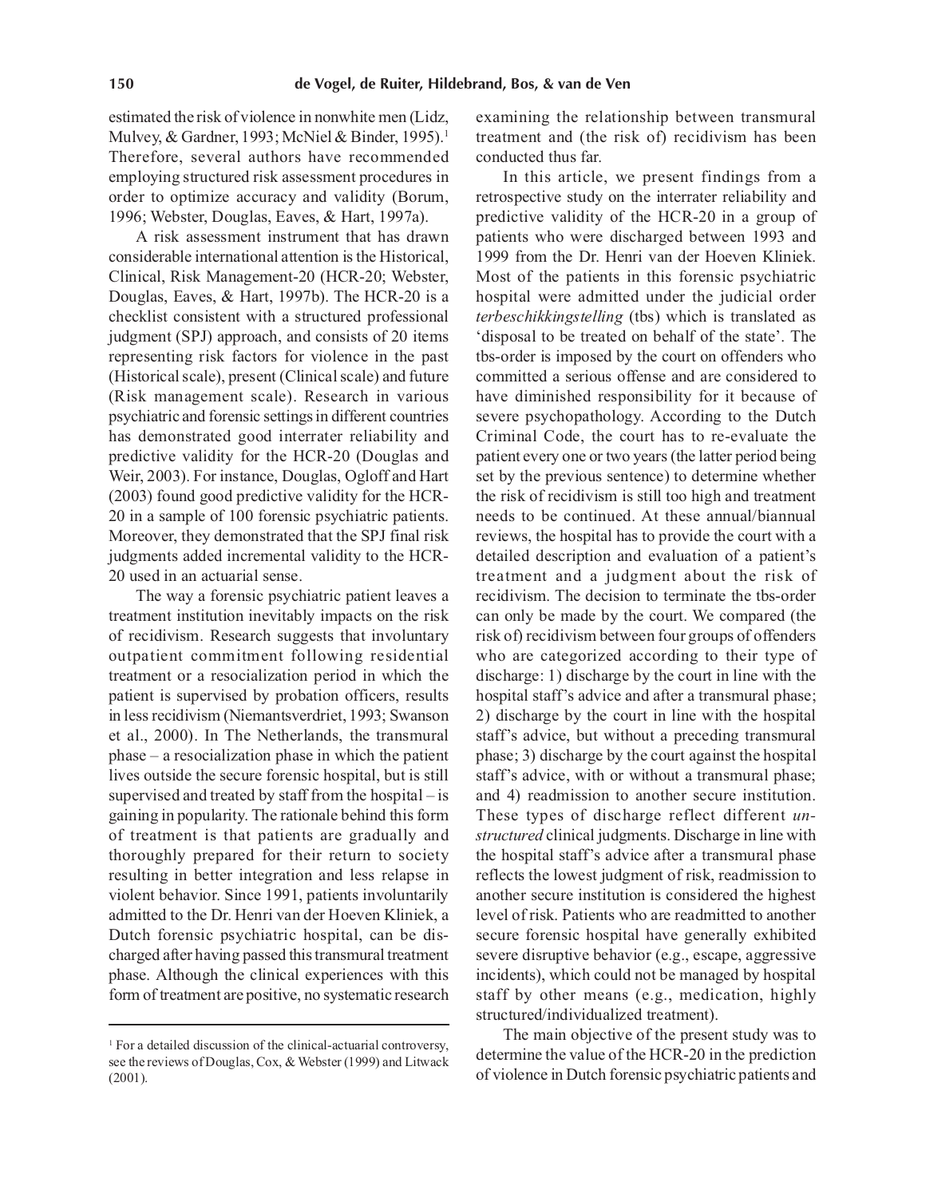estimated the risk of violence in nonwhite men (Lidz, Mulvey, & Gardner, 1993; McNiel & Binder, 1995).[1] Therefore, several authors have recommended employing structured risk assessment procedures in order to optimize accuracy and validity (Borum, 1996; Webster, Douglas, Eaves, & Hart, 1997a).

A risk assessment instrument that has drawn considerable international attention is the Historical, Clinical, Risk Management-20 (HCR-20; Webster, Douglas, Eaves, & Hart, 1997b). The HCR-20 is a checklist consistent with a structured professional judgment (SPJ) approach, and consists of 20 items representing risk factors for violence in the past (Historical scale), present (Clinical scale) and future (Risk management scale). Research in various psychiatric and forensic settings in different countries has demonstrated good interrater reliability and predictive validity for the HCR-20 (Douglas and Weir, 2003). For instance, Douglas, Ogloff and Hart (2003) found good predictive validity for the HCR-20 in a sample of 100 forensic psychiatric patients. Moreover, they demonstrated that the SPJ final risk judgments added incremental validity to the HCR-20 used in an actuarial sense.

The way a forensic psychiatric patient leaves a treatment institution inevitably impacts on the risk of recidivism. Research suggests that involuntary outpatient commitment following residential treatment or a resocialization period in which the patient is supervised by probation officers, results in less recidivism (Niemantsverdriet, 1993; Swanson et al., 2000). In The Netherlands, the transmural phase – a resocialization phase in which the patient lives outside the secure forensic hospital, but is still supervised and treated by staff from the hospital – is gaining in popularity. The rationale behind this form of treatment is that patients are gradually and thoroughly prepared for their return to society resulting in better integration and less relapse in violent behavior. Since 1991, patients involuntarily admitted to the Dr. Henri van der Hoeven Kliniek, a Dutch forensic psychiatric hospital, can be discharged after having passed this transmural treatment phase. Although the clinical experiences with this form of treatment are positive, no systematic research examining the relationship between transmural treatment and (the risk of) recidivism has been conducted thus far.

In this article, we present findings from a retrospective study on the interrater reliability and predictive validity of the HCR-20 in a group of patients who were discharged between 1993 and 1999 from the Dr. Henri van der Hoeven Kliniek. Most of the patients in this forensic psychiatric hospital were admitted under the judicial order *terbeschikkingstelling* (tbs) which is translated as 'disposal to be treated on behalf of the state'. The tbs-order is imposed by the court on offenders who committed a serious offense and are considered to have diminished responsibility for it because of severe psychopathology. According to the Dutch Criminal Code, the court has to re-evaluate the patient every one or two years (the latter period being set by the previous sentence) to determine whether the risk of recidivism is still too high and treatment needs to be continued. At these annual/biannual reviews, the hospital has to provide the court with a detailed description and evaluation of a patient's treatment and a judgment about the risk of recidivism. The decision to terminate the tbs-order can only be made by the court. We compared (the risk of) recidivism between four groups of offenders who are categorized according to their type of discharge: 1) discharge by the court in line with the hospital staff's advice and after a transmural phase; 2) discharge by the court in line with the hospital staff's advice, but without a preceding transmural phase; 3) discharge by the court against the hospital staff's advice, with or without a transmural phase; and 4) readmission to another secure institution. These types of discharge reflect different *unstructured* clinical judgments. Discharge in line with the hospital staff's advice after a transmural phase reflects the lowest judgment of risk, readmission to another secure institution is considered the highest level of risk. Patients who are readmitted to another secure forensic hospital have generally exhibited severe disruptive behavior (e.g., escape, aggressive incidents), which could not be managed by hospital staff by other means (e.g., medication, highly structured/individualized treatment).

The main objective of the present study was to determine the value of the HCR-20 in the prediction of violence in Dutch forensic psychiatric patients and

[1] For a detailed discussion of the clinical-actuarial controversy, see the reviews of Douglas, Cox, & Webster (1999) and Litwack (2001).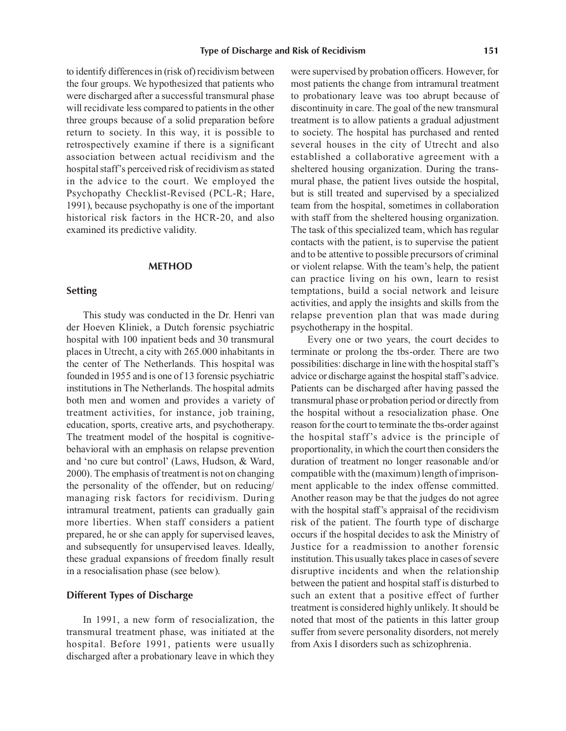to identify differences in (risk of) recidivism between the four groups. We hypothesized that patients who were discharged after a successful transmural phase will recidivate less compared to patients in the other three groups because of a solid preparation before return to society. In this way, it is possible to retrospectively examine if there is a significant association between actual recidivism and the hospital staff's perceived risk of recidivism as stated in the advice to the court. We employed the Psychopathy Checklist-Revised (PCL-R; Hare, 1991), because psychopathy is one of the important historical risk factors in the HCR-20, and also examined its predictive validity.

## METHOD

### Setting

This study was conducted in the Dr. Henri van der Hoeven Kliniek, a Dutch forensic psychiatric hospital with 100 inpatient beds and 30 transmural places in Utrecht, a city with 265.000 inhabitants in the center of The Netherlands. This hospital was founded in 1955 and is one of 13 forensic psychiatric institutions in The Netherlands. The hospital admits both men and women and provides a variety of treatment activities, for instance, job training, education, sports, creative arts, and psychotherapy. The treatment model of the hospital is cognitive-behavioral with an emphasis on relapse prevention and 'no cure but control' (Laws, Hudson, & Ward, 2000). The emphasis of treatment is not on changing the personality of the offender, but on reducing/managing risk factors for recidivism. During intramural treatment, patients can gradually gain more liberties. When staff considers a patient prepared, he or she can apply for supervised leaves, and subsequently for unsupervised leaves. Ideally, these gradual expansions of freedom finally result in a resocialisation phase (see below).

### Different Types of Discharge

In 1991, a new form of resocialization, the transmural treatment phase, was initiated at the hospital. Before 1991, patients were usually discharged after a probationary leave in which they were supervised by probation officers. However, for most patients the change from intramural treatment to probationary leave was too abrupt because of discontinuity in care. The goal of the new transmural treatment is to allow patients a gradual adjustment to society. The hospital has purchased and rented several houses in the city of Utrecht and also established a collaborative agreement with a sheltered housing organization. During the transmural phase, the patient lives outside the hospital, but is still treated and supervised by a specialized team from the hospital, sometimes in collaboration with staff from the sheltered housing organization. The task of this specialized team, which has regular contacts with the patient, is to supervise the patient and to be attentive to possible precursors of criminal or violent relapse. With the team's help, the patient can practice living on his own, learn to resist temptations, build a social network and leisure activities, and apply the insights and skills from the relapse prevention plan that was made during psychotherapy in the hospital.

Every one or two years, the court decides to terminate or prolong the tbs-order. There are two possibilities: discharge in line with the hospital staff's advice or discharge against the hospital staff's advice. Patients can be discharged after having passed the transmural phase or probation period or directly from the hospital without a resocialization phase. One reason for the court to terminate the tbs-order against the hospital staff's advice is the principle of proportionality, in which the court then considers the duration of treatment no longer reasonable and/or compatible with the (maximum) length of imprisonment applicable to the index offense committed. Another reason may be that the judges do not agree with the hospital staff's appraisal of the recidivism risk of the patient. The fourth type of discharge occurs if the hospital decides to ask the Ministry of Justice for a readmission to another forensic institution. This usually takes place in cases of severe disruptive incidents and when the relationship between the patient and hospital staff is disturbed to such an extent that a positive effect of further treatment is considered highly unlikely. It should be noted that most of the patients in this latter group suffer from severe personality disorders, not merely from Axis I disorders such as schizophrenia.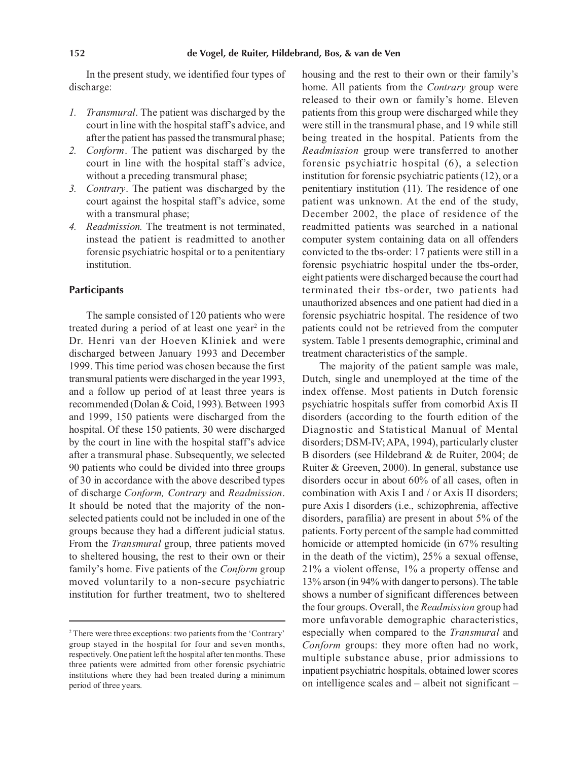In the present study, we identified four types of discharge:

1. *Transmural*. The patient was discharged by the court in line with the hospital staff's advice, and after the patient has passed the transmural phase;
2. *Conform*. The patient was discharged by the court in line with the hospital staff's advice, without a preceding transmural phase;
3. *Contrary*. The patient was discharged by the court against the hospital staff's advice, some with a transmural phase;
4. *Readmission.* The treatment is not terminated, instead the patient is readmitted to another forensic psychiatric hospital or to a penitentiary institution.

## Participants

The sample consisted of 120 patients who were treated during a period of at least one year[2] in the Dr. Henri van der Hoeven Kliniek and were discharged between January 1993 and December 1999. This time period was chosen because the first transmural patients were discharged in the year 1993, and a follow up period of at least three years is recommended (Dolan & Coid, 1993). Between 1993 and 1999, 150 patients were discharged from the hospital. Of these 150 patients, 30 were discharged by the court in line with the hospital staff's advice after a transmural phase. Subsequently, we selected 90 patients who could be divided into three groups of 30 in accordance with the above described types of discharge *Conform, Contrary* and *Readmission*. It should be noted that the majority of the non-selected patients could not be included in one of the groups because they had a different judicial status. From the *Transmural* group, three patients moved to sheltered housing, the rest to their own or their family's home. Five patients of the *Conform* group moved voluntarily to a non-secure psychiatric institution for further treatment, two to sheltered housing and the rest to their own or their family's home. All patients from the *Contrary* group were released to their own or family's home. Eleven patients from this group were discharged while they were still in the transmural phase, and 19 while still being treated in the hospital. Patients from the *Readmission* group were transferred to another forensic psychiatric hospital (6), a selection institution for forensic psychiatric patients (12), or a penitentiary institution (11). The residence of one patient was unknown. At the end of the study, December 2002, the place of residence of the readmitted patients was searched in a national computer system containing data on all offenders convicted to the tbs-order: 17 patients were still in a forensic psychiatric hospital under the tbs-order, eight patients were discharged because the court had terminated their tbs-order, two patients had unauthorized absences and one patient had died in a forensic psychiatric hospital. The residence of two patients could not be retrieved from the computer system. Table 1 presents demographic, criminal and treatment characteristics of the sample.

The majority of the patient sample was male, Dutch, single and unemployed at the time of the index offense. Most patients in Dutch forensic psychiatric hospitals suffer from comorbid Axis II disorders (according to the fourth edition of the Diagnostic and Statistical Manual of Mental disorders; DSM-IV; APA, 1994), particularly cluster B disorders (see Hildebrand & de Ruiter, 2004; de Ruiter & Greeven, 2000). In general, substance use disorders occur in about 60% of all cases, often in combination with Axis I and / or Axis II disorders; pure Axis I disorders (i.e., schizophrenia, affective disorders, parafilia) are present in about 5% of the patients. Forty percent of the sample had committed homicide or attempted homicide (in 67% resulting in the death of the victim), 25% a sexual offense, 21% a violent offense, 1% a property offense and 13% arson (in 94% with danger to persons). The table shows a number of significant differences between the four groups. Overall, the *Readmission* group had more unfavorable demographic characteristics, especially when compared to the *Transmural* and *Conform* groups: they more often had no work, multiple substance abuse, prior admissions to inpatient psychiatric hospitals, obtained lower scores on intelligence scales and – albeit not significant –

[2] There were three exceptions: two patients from the 'Contrary' group stayed in the hospital for four and seven months, respectively. One patient left the hospital after ten months. These three patients were admitted from other forensic psychiatric institutions where they had been treated during a minimum period of three years.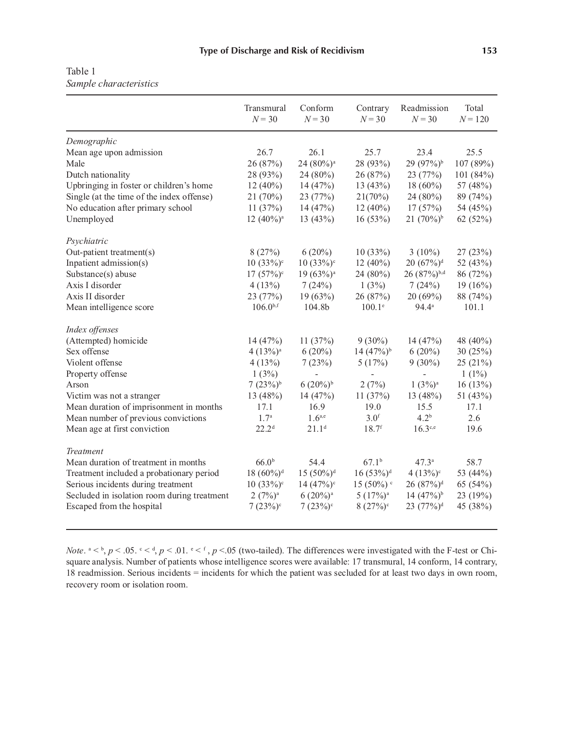Table 1
*Sample characteristics*

| | Transmural $N = 30$ | Conform $N = 30$ | Contrary $N = 30$ | Readmission $N = 30$ | Total $N = 120$ |
|---|---|---|---|---|---|
| *Demographic* | | | | | |
| Mean age upon admission | 26.7 | 26.1 | 25.7 | 23.4 | 25.5 |
| Male | 26 (87%) | 24 (80%)[a] | 28 (93%) | 29 (97%)[b] | 107 (89%) |
| Dutch nationality | 28 (93%) | 24 (80%) | 26 (87%) | 23 (77%) | 101 (84%) |
| Upbringing in foster or children's home | 12 (40%) | 14 (47%) | 13 (43%) | 18 (60%) | 57 (48%) |
| Single (at the time of the index offense) | 21 (70%) | 23 (77%) | 21(70%) | 24 (80%) | 89 (74%) |
| No education after primary school | 11 (37%) | 14 (47%) | 12 (40%) | 17 (57%) | 54 (45%) |
| Unemployed | 12 (40%)[a] | 13 (43%) | 16 (53%) | 21 (70%)[b] | 62 (52%) |
| *Psychiatric* | | | | | |
| Out-patient treatment(s) | 8 (27%) | 6 (20%) | 10 (33%) | 3 (10%) | 27 (23%) |
| Inpatient admission(s) | 10 (33%)[c] | 10 (33%)[c] | 12 (40%) | 20 (67%)[d] | 52 (43%) |
| Substance(s) abuse | 17 (57%)[c] | 19 (63%)[a] | 24 (80%) | 26 (87%)[b,d] | 86 (72%) |
| Axis I disorder | 4 (13%) | 7 (24%) | 1 (3%) | 7 (24%) | 19 (16%) |
| Axis II disorder | 23 (77%) | 19 (63%) | 26 (87%) | 20 (69%) | 88 (74%) |
| Mean intelligence score | 106.0[b,f] | 104.8b | 100.1[e] | 94.4[a] | 101.1 |
| *Index offenses* | | | | | |
| (Attempted) homicide | 14 (47%) | 11 (37%) | 9 (30%) | 14 (47%) | 48 (40%) |
| Sex offense | 4 (13%)[a] | 6 (20%) | 14 (47%)[b] | 6 (20%) | 30 (25%) |
| Violent offense | 4 (13%) | 7 (23%) | 5 (17%) | 9 (30%) | 25 (21%) |
| Property offense | 1 (3%) | - | - | - | 1 (1%) |
| Arson | 7 (23%)[b] | 6 (20%)[b] | 2 (7%) | 1 (3%)[a] | 16 (13%) |
| Victim was not a stranger | 13 (48%) | 14 (47%) | 11 (37%) | 13 (48%) | 51 (43%) |
| Mean duration of imprisonment in months | 17.1 | 16.9 | 19.0 | 15.5 | 17.1 |
| Mean number of previous convictions | 1.7[a] | 1.6[a,e] | 3.0[f] | 4.2[b] | 2.6 |
| Mean age at first conviction | 22.2[d] | 21.1[d] | 18.7[f] | 16.3[c,e] | 19.6 |
| *Treatment* | | | | | |
| Mean duration of treatment in months | 66.0[b] | 54.4 | 67.1[b] | 47.3[a] | 58.7 |
| Treatment included a probationary period | 18 (60%)[d] | 15 (50%)[d] | 16 (53%)[d] | 4 (13%)[c] | 53 (44%) |
| Serious incidents during treatment | 10 (33%)[c] | 14 (47%)[c] | 15 (50%)[c] | 26 (87%)[d] | 65 (54%) |
| Secluded in isolation room during treatment | 2 (7%)[a] | 6 (20%)[a] | 5 (17%)[a] | 14 (47%)[b] | 23 (19%) |
| Escaped from the hospital | 7 (23%)[c] | 7 (23%)[c] | 8 (27%)[c] | 23 (77%)[d] | 45 (38%) |

*Note*. [a] < [b], $p < .05$. [c] < [d], $p < .01$. [e] < [f], $p < .05$ (two-tailed). The differences were investigated with the F-test or Chi-square analysis. Number of patients whose intelligence scores were available: 17 transmural, 14 conform, 14 contrary, 18 readmission. Serious incidents = incidents for which the patient was secluded for at least two days in own room, recovery room or isolation room.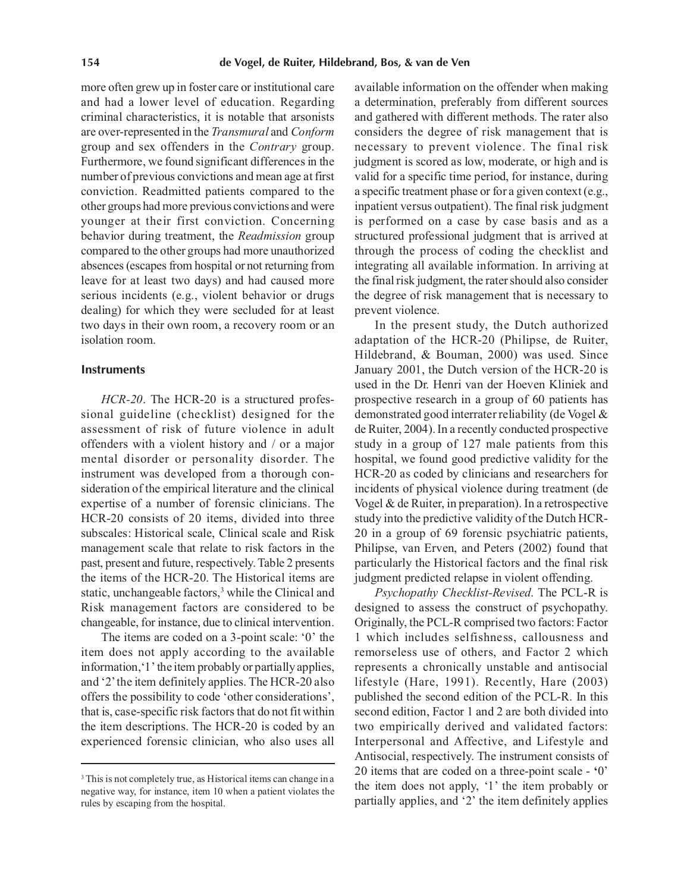more often grew up in foster care or institutional care and had a lower level of education. Regarding criminal characteristics, it is notable that arsonists are over-represented in the *Transmural* and *Conform* group and sex offenders in the *Contrary* group. Furthermore, we found significant differences in the number of previous convictions and mean age at first conviction. Readmitted patients compared to the other groups had more previous convictions and were younger at their first conviction. Concerning behavior during treatment, the *Readmission* group compared to the other groups had more unauthorized absences (escapes from hospital or not returning from leave for at least two days) and had caused more serious incidents (e.g., violent behavior or drugs dealing) for which they were secluded for at least two days in their own room, a recovery room or an isolation room.

### Instruments

*HCR-20*. The HCR-20 is a structured professional guideline (checklist) designed for the assessment of risk of future violence in adult offenders with a violent history and / or a major mental disorder or personality disorder. The instrument was developed from a thorough consideration of the empirical literature and the clinical expertise of a number of forensic clinicians. The HCR-20 consists of 20 items, divided into three subscales: Historical scale, Clinical scale and Risk management scale that relate to risk factors in the past, present and future, respectively. Table 2 presents the items of the HCR-20. The Historical items are static, unchangeable factors,[3] while the Clinical and Risk management factors are considered to be changeable, for instance, due to clinical intervention.

The items are coded on a 3-point scale: '0' the item does not apply according to the available information, '1' the item probably or partially applies, and '2' the item definitely applies. The HCR-20 also offers the possibility to code 'other considerations', that is, case-specific risk factors that do not fit within the item descriptions. The HCR-20 is coded by an experienced forensic clinician, who also uses all available information on the offender when making a determination, preferably from different sources and gathered with different methods. The rater also considers the degree of risk management that is necessary to prevent violence. The final risk judgment is scored as low, moderate, or high and is valid for a specific time period, for instance, during a specific treatment phase or for a given context (e.g., inpatient versus outpatient). The final risk judgment is performed on a case by case basis and as a structured professional judgment that is arrived at through the process of coding the checklist and integrating all available information. In arriving at the final risk judgment, the rater should also consider the degree of risk management that is necessary to prevent violence.

In the present study, the Dutch authorized adaptation of the HCR-20 (Philipse, de Ruiter, Hildebrand, & Bouman, 2000) was used. Since January 2001, the Dutch version of the HCR-20 is used in the Dr. Henri van der Hoeven Kliniek and prospective research in a group of 60 patients has demonstrated good interrater reliability (de Vogel & de Ruiter, 2004). In a recently conducted prospective study in a group of 127 male patients from this hospital, we found good predictive validity for the HCR-20 as coded by clinicians and researchers for incidents of physical violence during treatment (de Vogel & de Ruiter, in preparation). In a retrospective study into the predictive validity of the Dutch HCR-20 in a group of 69 forensic psychiatric patients, Philipse, van Erven, and Peters (2002) found that particularly the Historical factors and the final risk judgment predicted relapse in violent offending.

*Psychopathy Checklist-Revised*. The PCL-R is designed to assess the construct of psychopathy. Originally, the PCL-R comprised two factors: Factor 1 which includes selfishness, callousness and remorseless use of others, and Factor 2 which represents a chronically unstable and antisocial lifestyle (Hare, 1991). Recently, Hare (2003) published the second edition of the PCL-R. In this second edition, Factor 1 and 2 are both divided into two empirically derived and validated factors: Interpersonal and Affective, and Lifestyle and Antisocial, respectively. The instrument consists of 20 items that are coded on a three-point scale - '0' the item does not apply, '1' the item probably or partially applies, and '2' the item definitely applies

---

[3] This is not completely true, as Historical items can change in a negative way, for instance, item 10 when a patient violates the rules by escaping from the hospital.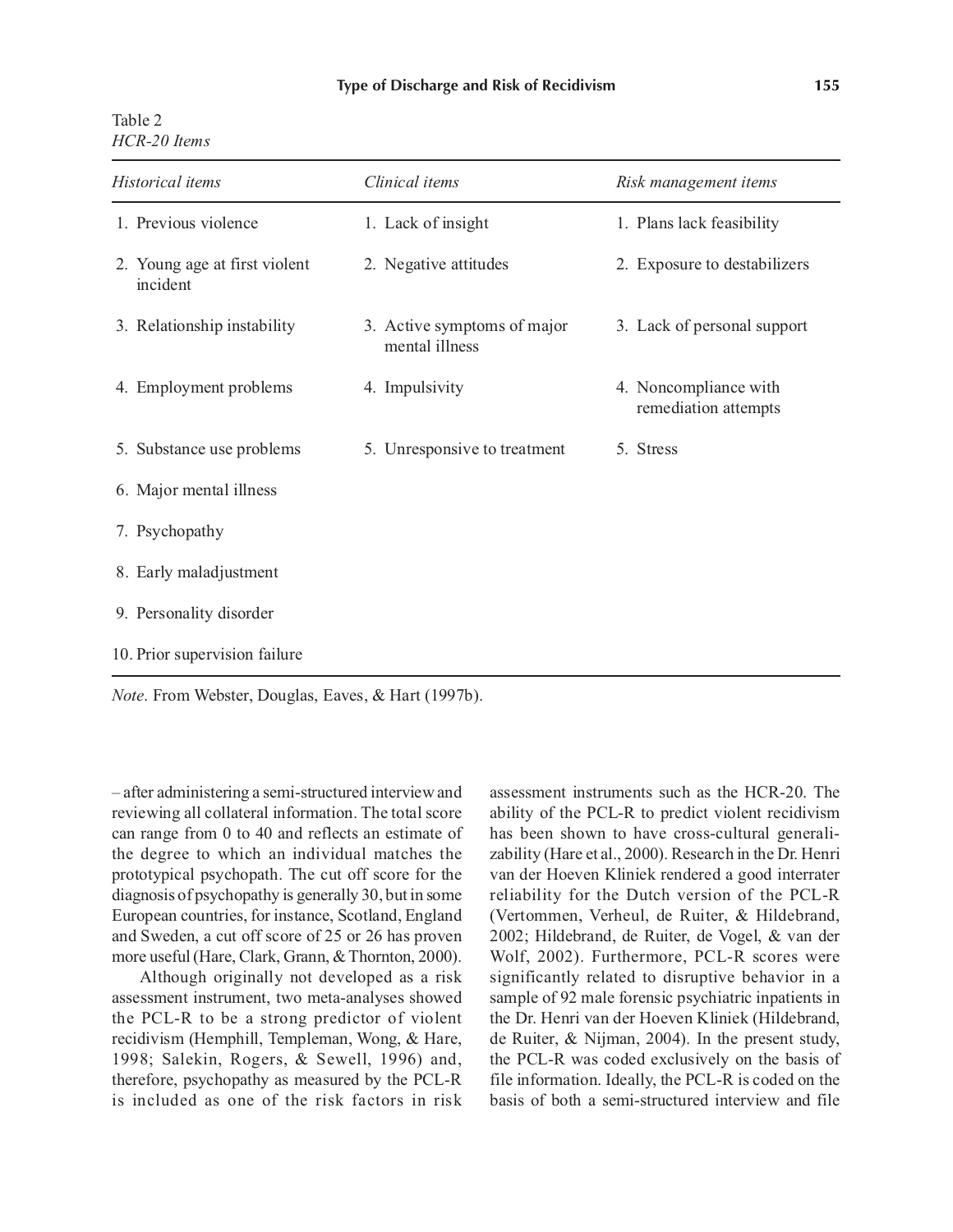Table 2
*HCR-20 Items*

| *Historical items* | *Clinical items* | *Risk management items* |
|---|---|---|
| 1. Previous violence | 1. Lack of insight | 1. Plans lack feasibility |
| 2. Young age at first violent incident | 2. Negative attitudes | 2. Exposure to destabilizers |
| 3. Relationship instability | 3. Active symptoms of major mental illness | 3. Lack of personal support |
| 4. Employment problems | 4. Impulsivity | 4. Noncompliance with remediation attempts |
| 5. Substance use problems | 5. Unresponsive to treatment | 5. Stress |
| 6. Major mental illness | | |
| 7. Psychopathy | | |
| 8. Early maladjustment | | |
| 9. Personality disorder | | |
| 10. Prior supervision failure | | |

*Note*. From Webster, Douglas, Eaves, & Hart (1997b).

– after administering a semi-structured interview and reviewing all collateral information. The total score can range from 0 to 40 and reflects an estimate of the degree to which an individual matches the prototypical psychopath. The cut off score for the diagnosis of psychopathy is generally 30, but in some European countries, for instance, Scotland, England and Sweden, a cut off score of 25 or 26 has proven more useful (Hare, Clark, Grann, & Thornton, 2000).

Although originally not developed as a risk assessment instrument, two meta-analyses showed the PCL-R to be a strong predictor of violent recidivism (Hemphill, Templeman, Wong, & Hare, 1998; Salekin, Rogers, & Sewell, 1996) and, therefore, psychopathy as measured by the PCL-R is included as one of the risk factors in risk assessment instruments such as the HCR-20. The ability of the PCL-R to predict violent recidivism has been shown to have cross-cultural generalizability (Hare et al., 2000). Research in the Dr. Henri van der Hoeven Kliniek rendered a good interrater reliability for the Dutch version of the PCL-R (Vertommen, Verheul, de Ruiter, & Hildebrand, 2002; Hildebrand, de Ruiter, de Vogel, & van der Wolf, 2002). Furthermore, PCL-R scores were significantly related to disruptive behavior in a sample of 92 male forensic psychiatric inpatients in the Dr. Henri van der Hoeven Kliniek (Hildebrand, de Ruiter, & Nijman, 2004). In the present study, the PCL-R was coded exclusively on the basis of file information. Ideally, the PCL-R is coded on the basis of both a semi-structured interview and file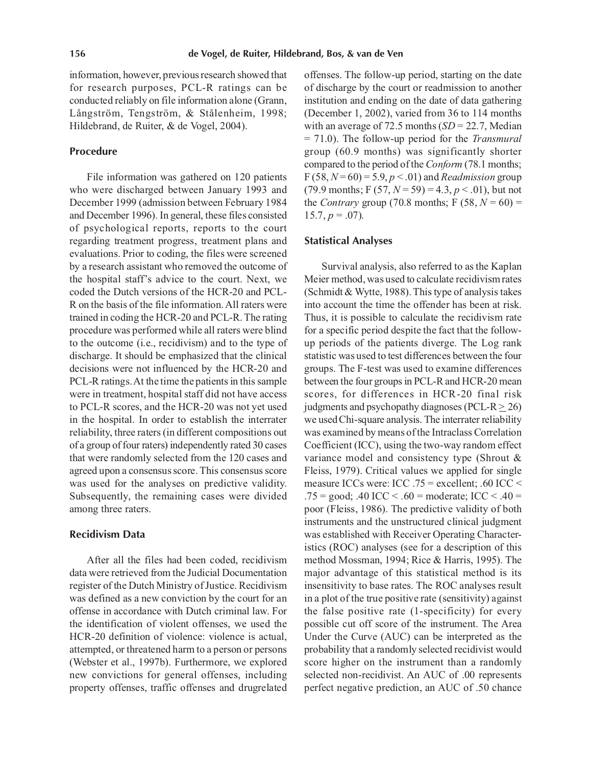information, however, previous research showed that for research purposes, PCL-R ratings can be conducted reliably on file information alone (Grann, Långström, Tengström, & Stålenheim, 1998; Hildebrand, de Ruiter, & de Vogel, 2004).

### Procedure

File information was gathered on 120 patients who were discharged between January 1993 and December 1999 (admission between February 1984 and December 1996). In general, these files consisted of psychological reports, reports to the court regarding treatment progress, treatment plans and evaluations. Prior to coding, the files were screened by a research assistant who removed the outcome of the hospital staff's advice to the court. Next, we coded the Dutch versions of the HCR-20 and PCL-R on the basis of the file information. All raters were trained in coding the HCR-20 and PCL-R. The rating procedure was performed while all raters were blind to the outcome (i.e., recidivism) and to the type of discharge. It should be emphasized that the clinical decisions were not influenced by the HCR-20 and PCL-R ratings. At the time the patients in this sample were in treatment, hospital staff did not have access to PCL-R scores, and the HCR-20 was not yet used in the hospital. In order to establish the interrater reliability, three raters (in different compositions out of a group of four raters) independently rated 30 cases that were randomly selected from the 120 cases and agreed upon a consensus score. This consensus score was used for the analyses on predictive validity. Subsequently, the remaining cases were divided among three raters.

### Recidivism Data

After all the files had been coded, recidivism data were retrieved from the Judicial Documentation register of the Dutch Ministry of Justice. Recidivism was defined as a new conviction by the court for an offense in accordance with Dutch criminal law. For the identification of violent offenses, we used the HCR-20 definition of violence: violence is actual, attempted, or threatened harm to a person or persons (Webster et al., 1997b). Furthermore, we explored new convictions for general offenses, including property offenses, traffic offenses and drugrelated offenses. The follow-up period, starting on the date of discharge by the court or readmission to another institution and ending on the date of data gathering (December 1, 2002), varied from 36 to 114 months with an average of 72.5 months ($SD = 22.7$, Median $= 71.0$). The follow-up period for the *Transmural* group (60.9 months) was significantly shorter compared to the period of the *Conform* (78.1 months; $F(58, N = 60) = 5.9$, $p < .01$) and *Readmission* group (79.9 months; $F(57, N = 59) = 4.3$, $p < .01$), but not the *Contrary* group (70.8 months; $F(58, N = 60) = 15.7$, $p = .07$).

### Statistical Analyses

Survival analysis, also referred to as the Kaplan Meier method, was used to calculate recidivism rates (Schmidt & Wytte, 1988). This type of analysis takes into account the time the offender has been at risk. Thus, it is possible to calculate the recidivism rate for a specific period despite the fact that the follow-up periods of the patients diverge. The Log rank statistic was used to test differences between the four groups. The F-test was used to examine differences between the four groups in PCL-R and HCR-20 mean scores, for differences in HCR-20 final risk judgments and psychopathy diagnoses (PCL-R $\geq$ 26) we used Chi-square analysis. The interrater reliability was examined by means of the Intraclass Correlation Coefficient (ICC), using the two-way random effect variance model and consistency type (Shrout & Fleiss, 1979). Critical values we applied for single measure ICCs were: ICC .75 = excellent; .60 ICC < .75 = good; .40 ICC < .60 = moderate; ICC < .40 = poor (Fleiss, 1986). The predictive validity of both instruments and the unstructured clinical judgment was established with Receiver Operating Characteristics (ROC) analyses (see for a description of this method Mossman, 1994; Rice & Harris, 1995). The major advantage of this statistical method is its insensitivity to base rates. The ROC analyses result in a plot of the true positive rate (sensitivity) against the false positive rate (1-specificity) for every possible cut off score of the instrument. The Area Under the Curve (AUC) can be interpreted as the probability that a randomly selected recidivist would score higher on the instrument than a randomly selected non-recidivist. An AUC of .00 represents perfect negative prediction, an AUC of .50 chance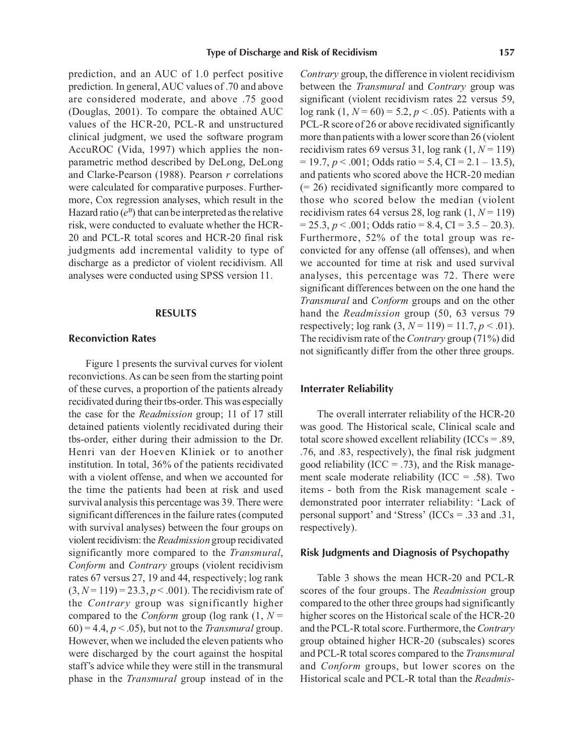prediction, and an AUC of 1.0 perfect positive prediction. In general, AUC values of .70 and above are considered moderate, and above .75 good (Douglas, 2001). To compare the obtained AUC values of the HCR-20, PCL-R and unstructured clinical judgment, we used the software program AccuROC (Vida, 1997) which applies the non-parametric method described by DeLong, DeLong and Clarke-Pearson (1988). Pearson $r$ correlations were calculated for comparative purposes. Furthermore, Cox regression analyses, which result in the Hazard ratio ($e^B$) that can be interpreted as the relative risk, were conducted to evaluate whether the HCR-20 and PCL-R total scores and HCR-20 final risk judgments add incremental validity to type of discharge as a predictor of violent recidivism. All analyses were conducted using SPSS version 11.

## RESULTS

### Reconviction Rates

Figure 1 presents the survival curves for violent reconvictions. As can be seen from the starting point of these curves, a proportion of the patients already recidivated during their tbs-order. This was especially the case for the *Readmission* group; 11 of 17 still detained patients violently recidivated during their tbs-order, either during their admission to the Dr. Henri van der Hoeven Kliniek or to another institution. In total, 36% of the patients recidivated with a violent offense, and when we accounted for the time the patients had been at risk and used survival analysis this percentage was 39. There were significant differences in the failure rates (computed with survival analyses) between the four groups on violent recidivism: the *Readmission* group recidivated significantly more compared to the *Transmural*, *Conform* and *Contrary* groups (violent recidivism rates 67 versus 27, 19 and 44, respectively; log rank $(3, N = 119) = 23.3, p < .001$). The recidivism rate of the *Contrary* group was significantly higher compared to the *Conform* group (log rank $(1, N = 60) = 4.4, p < .05$), but not to the *Transmural* group. However, when we included the eleven patients who were discharged by the court against the hospital staff's advice while they were still in the transmural phase in the *Transmural* group instead of in the *Contrary* group, the difference in violent recidivism between the *Transmural* and *Contrary* group was significant (violent recidivism rates 22 versus 59, log rank $(1, N = 60) = 5.2, p < .05$). Patients with a PCL-R score of 26 or above recidivated significantly more than patients with a lower score than 26 (violent recidivism rates 69 versus 31, log rank $(1, N = 119) = 19.7, p < .001$; Odds ratio = 5.4, CI = 2.1 – 13.5), and patients who scored above the HCR-20 median (= 26) recidivated significantly more compared to those who scored below the median (violent recidivism rates 64 versus 28, log rank $(1, N = 119) = 25.3, p < .001$; Odds ratio = 8.4, CI = 3.5 – 20.3). Furthermore, 52% of the total group was reconvicted for any offense (all offenses), and when we accounted for time at risk and used survival analyses, this percentage was 72. There were significant differences between on the one hand the *Transmural* and *Conform* groups and on the other hand the *Readmission* group (50, 63 versus 79 respectively; log rank $(3, N = 119) = 11.7, p < .01$). The recidivism rate of the *Contrary* group (71%) did not significantly differ from the other three groups.

### Interrater Reliability

The overall interrater reliability of the HCR-20 was good. The Historical scale, Clinical scale and total score showed excellent reliability (ICCs = .89, .76, and .83, respectively), the final risk judgment good reliability (ICC = .73), and the Risk management scale moderate reliability (ICC = .58). Two items - both from the Risk management scale - demonstrated poor interrater reliability: 'Lack of personal support' and 'Stress' (ICCs = .33 and .31, respectively).

### Risk Judgments and Diagnosis of Psychopathy

Table 3 shows the mean HCR-20 and PCL-R scores of the four groups. The *Readmission* group compared to the other three groups had significantly higher scores on the Historical scale of the HCR-20 and the PCL-R total score. Furthermore, the *Contrary* group obtained higher HCR-20 (subscales) scores and PCL-R total scores compared to the *Transmural* and *Conform* groups, but lower scores on the Historical scale and PCL-R total than the *Readmis-*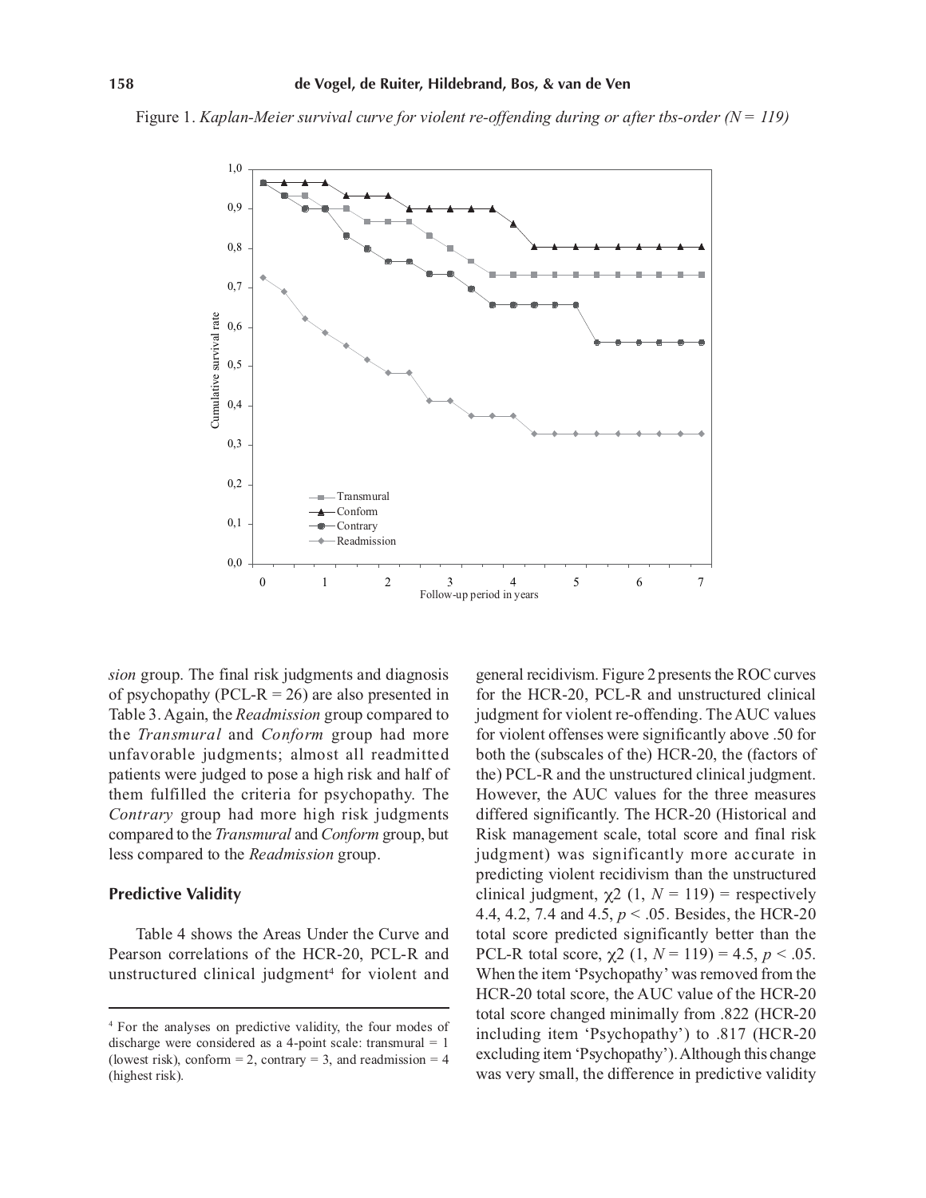Figure 1. *Kaplan-Meier survival curve for violent re-offending during or after tbs-order (N = 119)*

*sion* group. The final risk judgments and diagnosis of psychopathy (PCL-R = 26) are also presented in Table 3. Again, the *Readmission* group compared to the *Transmural* and *Conform* group had more unfavorable judgments; almost all readmitted patients were judged to pose a high risk and half of them fulfilled the criteria for psychopathy. The *Contrary* group had more high risk judgments compared to the *Transmural* and *Conform* group, but less compared to the *Readmission* group.

### Predictive Validity

Table 4 shows the Areas Under the Curve and Pearson correlations of the HCR-20, PCL-R and unstructured clinical judgment[4] for violent and general recidivism. Figure 2 presents the ROC curves for the HCR-20, PCL-R and unstructured clinical judgment for violent re-offending. The AUC values for violent offenses were significantly above .50 for both the (subscales of the) HCR-20, the (factors of the) PCL-R and the unstructured clinical judgment. However, the AUC values for the three measures differed significantly. The HCR-20 (Historical and Risk management scale, total score and final risk judgment) was significantly more accurate in predicting violent recidivism than the unstructured clinical judgment, $\chi2$ (1, $N$ = 119) = respectively 4.4, 4.2, 7.4 and 4.5, $p < .05$. Besides, the HCR-20 total score predicted significantly better than the PCL-R total score, $\chi2$ (1, $N$ = 119) = 4.5, $p < .05$. When the item 'Psychopathy' was removed from the HCR-20 total score, the AUC value of the HCR-20 total score changed minimally from .822 (HCR-20 including item 'Psychopathy') to .817 (HCR-20 excluding item 'Psychopathy'). Although this change was very small, the difference in predictive validity

[4] For the analyses on predictive validity, the four modes of discharge were considered as a 4-point scale: transmural = 1 (lowest risk), conform = 2, contrary = 3, and readmission = 4 (highest risk).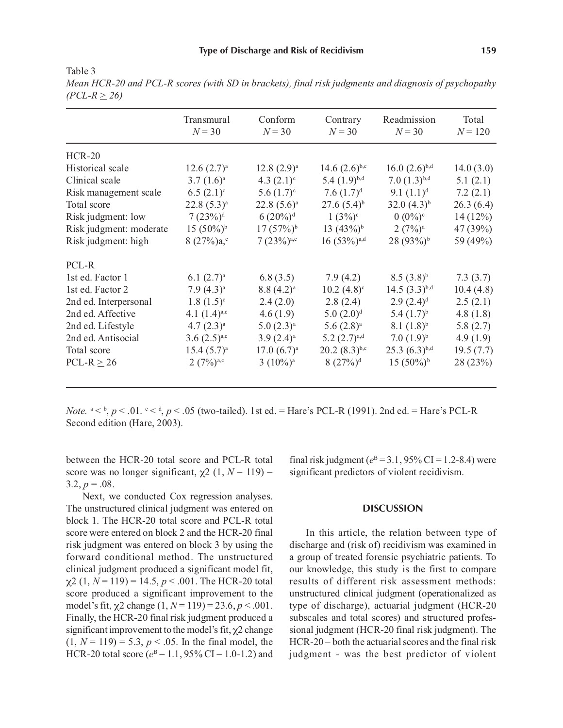Table 3
*Mean HCR-20 and PCL-R scores (with SD in brackets), final risk judgments and diagnosis of psychopathy (PCL-R ≥ 26)*

| | Transmural $N = 30$ | Conform $N = 30$ | Contrary $N = 30$ | Readmission $N = 30$ | Total $N = 120$ |
|---|---|---|---|---|---|
| HCR-20 | | | | | |
| Historical scale | 12.6 (2.7)$^{a}$ | 12.8 (2.9)$^{a}$ | 14.6 (2.6)$^{b,c}$ | 16.0 (2.6)$^{b,d}$ | 14.0 (3.0) |
| Clinical scale | 3.7 (1.6)$^{a}$ | 4.3 (2.1)$^{c}$ | 5.4 (1.9)$^{b,d}$ | 7.0 (1.3)$^{b,d}$ | 5.1 (2.1) |
| Risk management scale | 6.5 (2.1)$^{c}$ | 5.6 (1.7)$^{c}$ | 7.6 (1.7)$^{d}$ | 9.1 (1.1)$^{d}$ | 7.2 (2.1) |
| Total score | 22.8 (5.3)$^{a}$ | 22.8 (5.6)$^{a}$ | 27.6 (5.4)$^{b}$ | 32.0 (4.3)$^{b}$ | 26.3 (6.4) |
| Risk judgment: low | 7 (23%)$^{d}$ | 6 (20%)$^{d}$ | 1 (3%)$^{c}$ | 0 (0%)$^{c}$ | 14 (12%) |
| Risk judgment: moderate | 15 (50%)$^{b}$ | 17 (57%)$^{b}$ | 13 (43%)$^{b}$ | 2 (7%)$^{a}$ | 47 (39%) |
| Risk judgment: high | 8 (27%)a,$^{c}$ | 7 (23%)$^{a,c}$ | 16 (53%)$^{a,d}$ | 28 (93%)$^{b}$ | 59 (49%) |
| PCL-R | | | | | |
| 1st ed. Factor 1 | 6.1 (2.7)$^{a}$ | 6.8 (3.5) | 7.9 (4.2) | 8.5 (3.8)$^{b}$ | 7.3 (3.7) |
| 1st ed. Factor 2 | 7.9 (4.3)$^{a}$ | 8.8 (4.2)$^{a}$ | 10.2 (4.8)$^{c}$ | 14.5 (3.3)$^{b,d}$ | 10.4 (4.8) |
| 2nd ed. Interpersonal | 1.8 (1.5)$^{c}$ | 2.4 (2.0) | 2.8 (2.4) | 2.9 (2.4)$^{d}$ | 2.5 (2.1) |
| 2nd ed. Affective | 4.1 (1.4)$^{a,c}$ | 4.6 (1.9) | 5.0 (2.0)$^{d}$ | 5.4 (1.7)$^{b}$ | 4.8 (1.8) |
| 2nd ed. Lifestyle | 4.7 (2.3)$^{a}$ | 5.0 (2.3)$^{a}$ | 5.6 (2.8)$^{a}$ | 8.1 (1.8)$^{b}$ | 5.8 (2.7) |
| 2nd ed. Antisocial | 3.6 (2.5)$^{a,c}$ | 3.9 (2.4)$^{a}$ | 5.2 (2.7)$^{a,d}$ | 7.0 (1.9)$^{b}$ | 4.9 (1.9) |
| Total score | 15.4 (5.7)$^{a}$ | 17.0 (6.7)$^{a}$ | 20.2 (8.3)$^{b,c}$ | 25.3 (6.3)$^{b,d}$ | 19.5 (7.7) |
| PCL-R ≥ 26 | 2 (7%)$^{a,c}$ | 3 (10%)$^{a}$ | 8 (27%)$^{d}$ | 15 (50%)$^{b}$ | 28 (23%) |

*Note.* $^{a} < ^{b}$, $p < .01$. $^{c} < ^{d}$, $p < .05$ (two-tailed). 1st ed. = Hare's PCL-R (1991). 2nd ed. = Hare's PCL-R Second edition (Hare, 2003).

between the HCR-20 total score and PCL-R total score was no longer significant, $\chi2$ (1, $N = 119$) = 3.2, $p = .08$.

Next, we conducted Cox regression analyses. The unstructured clinical judgment was entered on block 1. The HCR-20 total score and PCL-R total score were entered on block 2 and the HCR-20 final risk judgment was entered on block 3 by using the forward conditional method. The unstructured clinical judgment produced a significant model fit, $\chi2$ (1, $N = 119$) = 14.5, $p < .001$. The HCR-20 total score produced a significant improvement to the model's fit, $\chi2$ change (1, $N = 119$) = 23.6, $p < .001$. Finally, the HCR-20 final risk judgment produced a significant improvement to the model's fit, $\chi2$ change (1, $N = 119$) = 5.3, $p < .05$. In the final model, the HCR-20 total score ($e^{B} = 1.1$, 95% CI = 1.0-1.2) and final risk judgment ($e^{B} = 3.1$, 95% CI = 1.2-8.4) were significant predictors of violent recidivism.

## DISCUSSION

In this article, the relation between type of discharge and (risk of) recidivism was examined in a group of treated forensic psychiatric patients. To our knowledge, this study is the first to compare results of different risk assessment methods: unstructured clinical judgment (operationalized as type of discharge), actuarial judgment (HCR-20 subscales and total scores) and structured professional judgment (HCR-20 final risk judgment). The HCR-20 – both the actuarial scores and the final risk judgment - was the best predictor of violent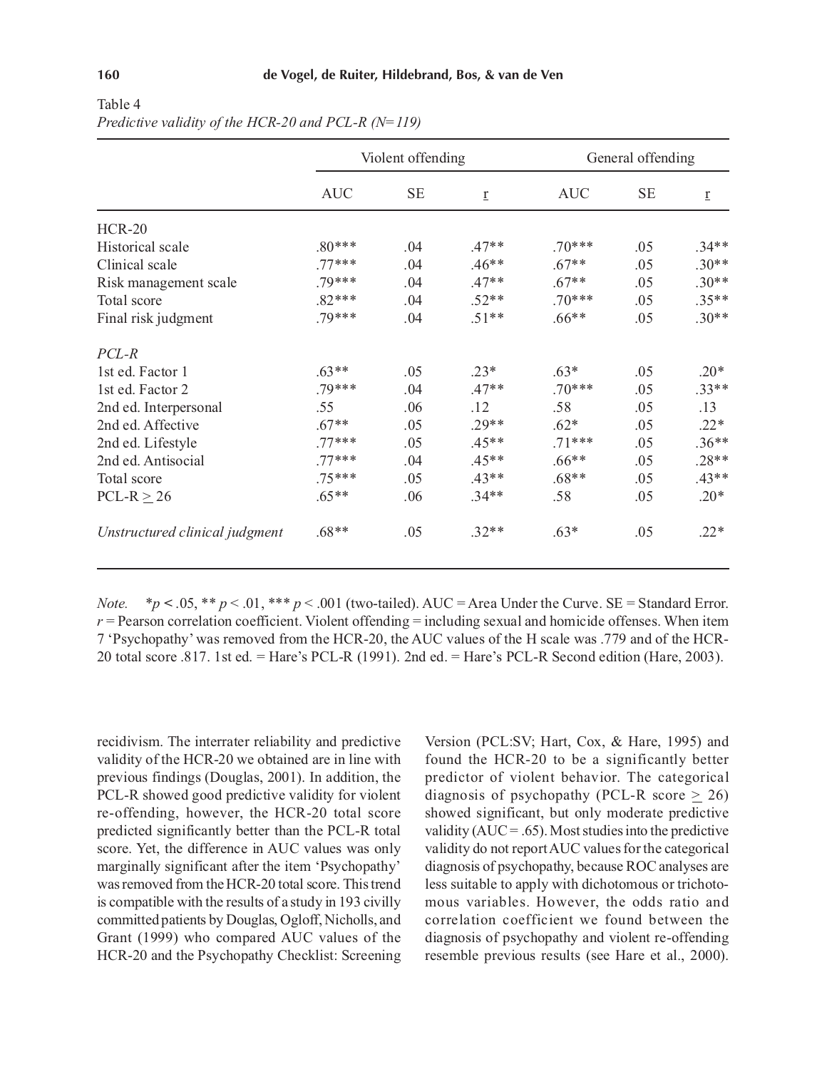Table 4
*Predictive validity of the HCR-20 and PCL-R (N=119)*

| | Violent offending | | | General offending | | |
|---|---|---|---|---|---|---|
| | AUC | SE | r | AUC | SE | r |
| HCR-20 | | | | | | |
| Historical scale | .80*** | .04 | .47** | .70*** | .05 | .34** |
| Clinical scale | .77*** | .04 | .46** | .67** | .05 | .30** |
| Risk management scale | .79*** | .04 | .47** | .67** | .05 | .30** |
| Total score | .82*** | .04 | .52** | .70*** | .05 | .35** |
| Final risk judgment | .79*** | .04 | .51** | .66** | .05 | .30** |
| *PCL-R* | | | | | | |
| 1st ed. Factor 1 | .63** | .05 | .23* | .63* | .05 | .20* |
| 1st ed. Factor 2 | .79*** | .04 | .47** | .70*** | .05 | .33** |
| 2nd ed. Interpersonal | .55 | .06 | .12 | .58 | .05 | .13 |
| 2nd ed. Affective | .67** | .05 | .29** | .62* | .05 | .22* |
| 2nd ed. Lifestyle | .77*** | .05 | .45** | .71*** | .05 | .36** |
| 2nd ed. Antisocial | .77*** | .04 | .45** | .66** | .05 | .28** |
| Total score | .75*** | .05 | .43** | .68** | .05 | .43** |
| PCL-R $\geq$ 26 | .65** | .06 | .34** | .58 | .05 | .20* |
| *Unstructured clinical judgment* | .68** | .05 | .32** | .63* | .05 | .22* |

*Note.* $^{*}p < .05$, $^{**}p < .01$, $^{***}p < .001$ (two-tailed). AUC = Area Under the Curve. SE = Standard Error. $r$ = Pearson correlation coefficient. Violent offending = including sexual and homicide offenses. When item 7 'Psychopathy' was removed from the HCR-20, the AUC values of the H scale was .779 and of the HCR-20 total score .817. 1st ed. = Hare's PCL-R (1991). 2nd ed. = Hare's PCL-R Second edition (Hare, 2003).

recidivism. The interrater reliability and predictive validity of the HCR-20 we obtained are in line with previous findings (Douglas, 2001). In addition, the PCL-R showed good predictive validity for violent re-offending, however, the HCR-20 total score predicted significantly better than the PCL-R total score. Yet, the difference in AUC values was only marginally significant after the item 'Psychopathy' was removed from the HCR-20 total score. This trend is compatible with the results of a study in 193 civilly committed patients by Douglas, Ogloff, Nicholls, and Grant (1999) who compared AUC values of the HCR-20 and the Psychopathy Checklist: Screening Version (PCL:SV; Hart, Cox, & Hare, 1995) and found the HCR-20 to be a significantly better predictor of violent behavior. The categorical diagnosis of psychopathy (PCL-R score $\geq$ 26) showed significant, but only moderate predictive validity (AUC = .65). Most studies into the predictive validity do not report AUC values for the categorical diagnosis of psychopathy, because ROC analyses are less suitable to apply with dichotomous or trichotomous variables. However, the odds ratio and correlation coefficient we found between the diagnosis of psychopathy and violent re-offending resemble previous results (see Hare et al., 2000).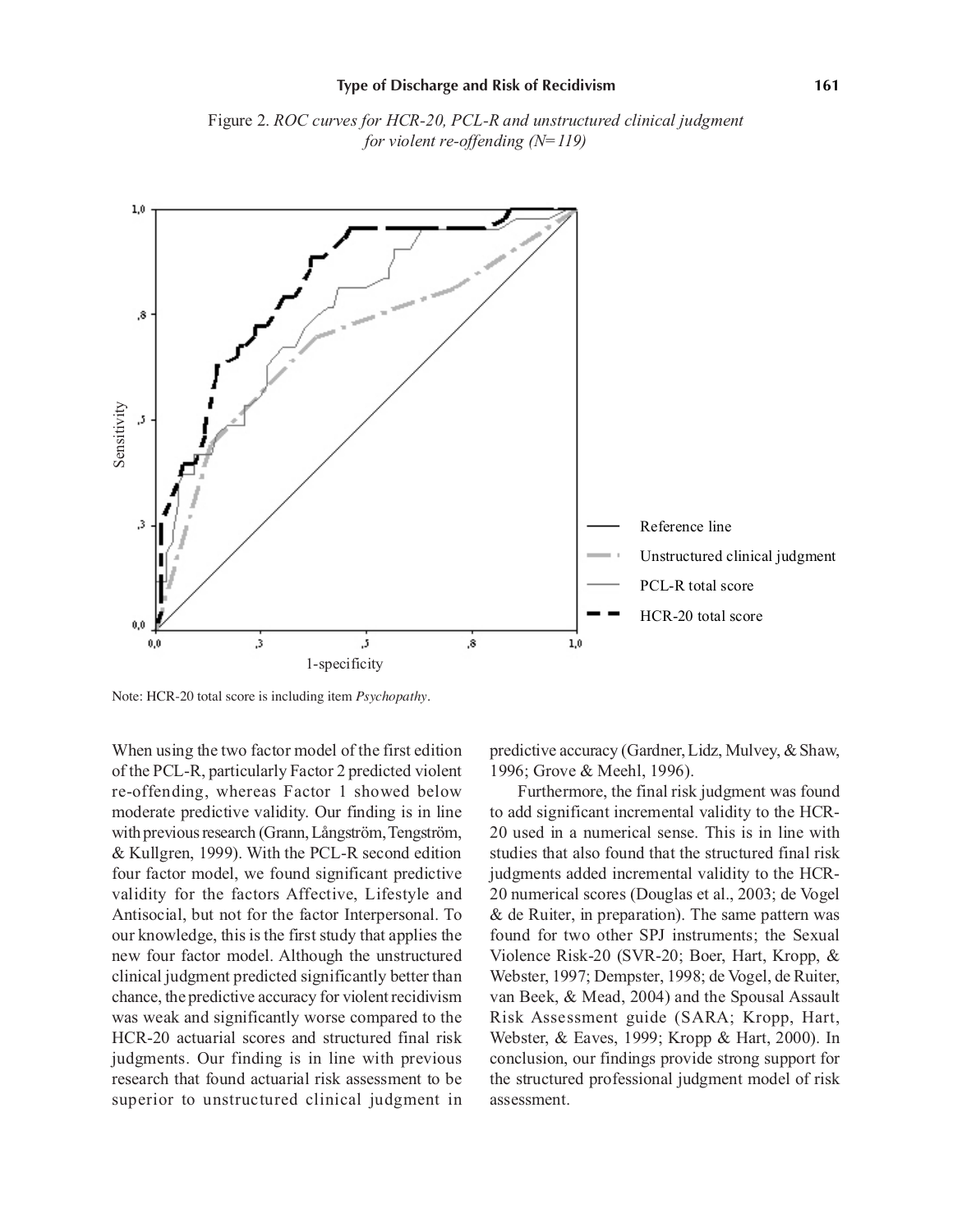Figure 2. *ROC curves for HCR-20, PCL-R and unstructured clinical judgment for violent re-offending (N= 119)*

Note: HCR-20 total score is including item *Psychopathy*.

When using the two factor model of the first edition of the PCL-R, particularly Factor 2 predicted violent re-offending, whereas Factor 1 showed below moderate predictive validity. Our finding is in line with previous research (Grann, Långström, Tengström, & Kullgren, 1999). With the PCL-R second edition four factor model, we found significant predictive validity for the factors Affective, Lifestyle and Antisocial, but not for the factor Interpersonal. To our knowledge, this is the first study that applies the new four factor model. Although the unstructured clinical judgment predicted significantly better than chance, the predictive accuracy for violent recidivism was weak and significantly worse compared to the HCR-20 actuarial scores and structured final risk judgments. Our finding is in line with previous research that found actuarial risk assessment to be superior to unstructured clinical judgment in predictive accuracy (Gardner, Lidz, Mulvey, & Shaw, 1996; Grove & Meehl, 1996).

Furthermore, the final risk judgment was found to add significant incremental validity to the HCR-20 used in a numerical sense. This is in line with studies that also found that the structured final risk judgments added incremental validity to the HCR-20 numerical scores (Douglas et al., 2003; de Vogel & de Ruiter, in preparation). The same pattern was found for two other SPJ instruments; the Sexual Violence Risk-20 (SVR-20; Boer, Hart, Kropp, & Webster, 1997; Dempster, 1998; de Vogel, de Ruiter, van Beek, & Mead, 2004) and the Spousal Assault Risk Assessment guide (SARA; Kropp, Hart, Webster, & Eaves, 1999; Kropp & Hart, 2000). In conclusion, our findings provide strong support for the structured professional judgment model of risk assessment.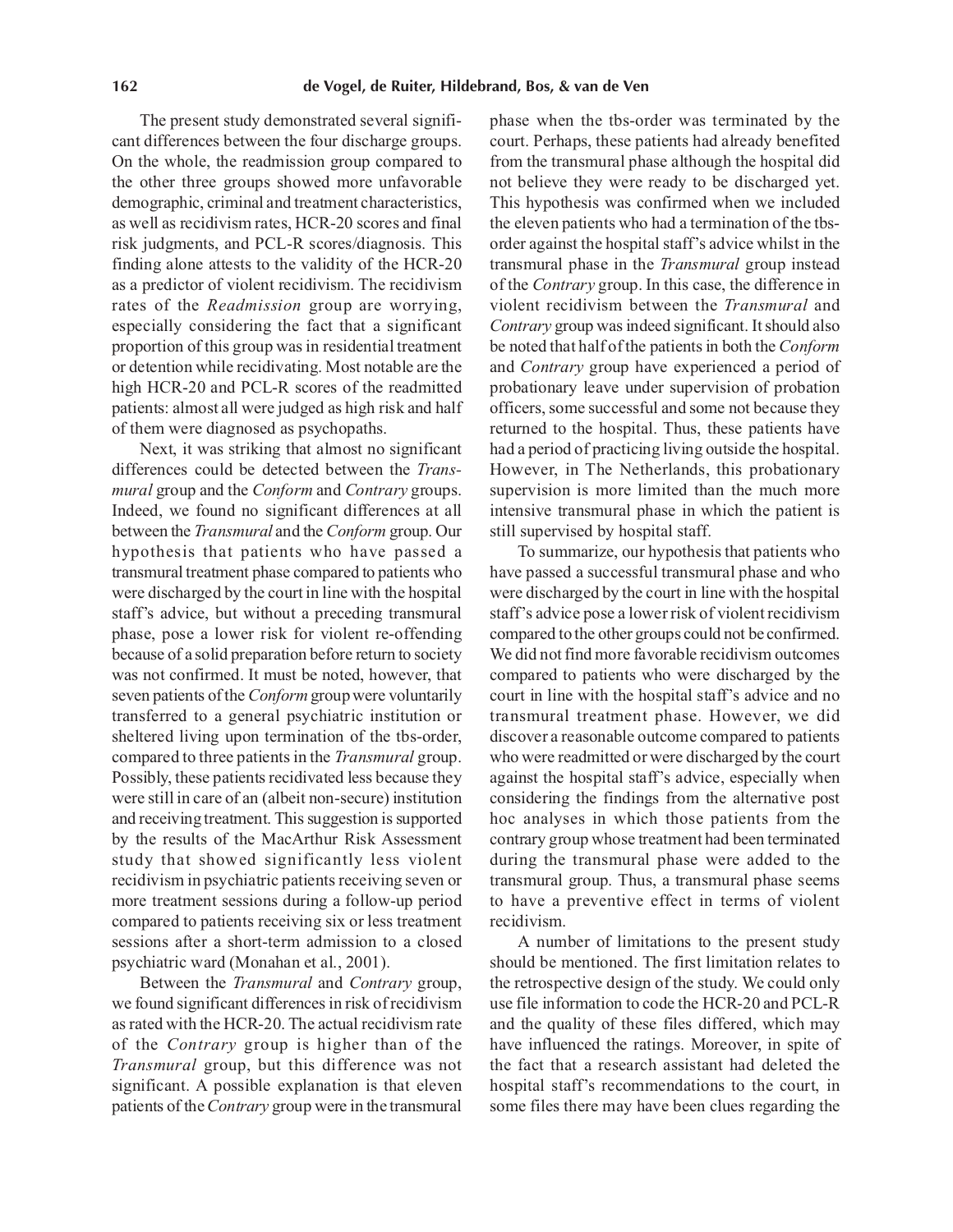The present study demonstrated several significant differences between the four discharge groups. On the whole, the readmission group compared to the other three groups showed more unfavorable demographic, criminal and treatment characteristics, as well as recidivism rates, HCR-20 scores and final risk judgments, and PCL-R scores/diagnosis. This finding alone attests to the validity of the HCR-20 as a predictor of violent recidivism. The recidivism rates of the *Readmission* group are worrying, especially considering the fact that a significant proportion of this group was in residential treatment or detention while recidivating. Most notable are the high HCR-20 and PCL-R scores of the readmitted patients: almost all were judged as high risk and half of them were diagnosed as psychopaths.

Next, it was striking that almost no significant differences could be detected between the *Transmural* group and the *Conform* and *Contrary* groups. Indeed, we found no significant differences at all between the *Transmural* and the *Conform* group. Our hypothesis that patients who have passed a transmural treatment phase compared to patients who were discharged by the court in line with the hospital staff's advice, but without a preceding transmural phase, pose a lower risk for violent re-offending because of a solid preparation before return to society was not confirmed. It must be noted, however, that seven patients of the *Conform* group were voluntarily transferred to a general psychiatric institution or sheltered living upon termination of the tbs-order, compared to three patients in the *Transmural* group. Possibly, these patients recidivated less because they were still in care of an (albeit non-secure) institution and receiving treatment. This suggestion is supported by the results of the MacArthur Risk Assessment study that showed significantly less violent recidivism in psychiatric patients receiving seven or more treatment sessions during a follow-up period compared to patients receiving six or less treatment sessions after a short-term admission to a closed psychiatric ward (Monahan et al., 2001).

Between the *Transmural* and *Contrary* group, we found significant differences in risk of recidivism as rated with the HCR-20. The actual recidivism rate of the *Contrary* group is higher than of the *Transmural* group, but this difference was not significant. A possible explanation is that eleven patients of the *Contrary* group were in the transmural phase when the tbs-order was terminated by the court. Perhaps, these patients had already benefited from the transmural phase although the hospital did not believe they were ready to be discharged yet. This hypothesis was confirmed when we included the eleven patients who had a termination of the tbs-order against the hospital staff's advice whilst in the transmural phase in the *Transmural* group instead of the *Contrary* group. In this case, the difference in violent recidivism between the *Transmural* and *Contrary* group was indeed significant. It should also be noted that half of the patients in both the *Conform* and *Contrary* group have experienced a period of probationary leave under supervision of probation officers, some successful and some not because they returned to the hospital. Thus, these patients have had a period of practicing living outside the hospital. However, in The Netherlands, this probationary supervision is more limited than the much more intensive transmural phase in which the patient is still supervised by hospital staff.

To summarize, our hypothesis that patients who have passed a successful transmural phase and who were discharged by the court in line with the hospital staff's advice pose a lower risk of violent recidivism compared to the other groups could not be confirmed. We did not find more favorable recidivism outcomes compared to patients who were discharged by the court in line with the hospital staff's advice and no transmural treatment phase. However, we did discover a reasonable outcome compared to patients who were readmitted or were discharged by the court against the hospital staff's advice, especially when considering the findings from the alternative post hoc analyses in which those patients from the contrary group whose treatment had been terminated during the transmural phase were added to the transmural group. Thus, a transmural phase seems to have a preventive effect in terms of violent recidivism.

A number of limitations to the present study should be mentioned. The first limitation relates to the retrospective design of the study. We could only use file information to code the HCR-20 and PCL-R and the quality of these files differed, which may have influenced the ratings. Moreover, in spite of the fact that a research assistant had deleted the hospital staff's recommendations to the court, in some files there may have been clues regarding the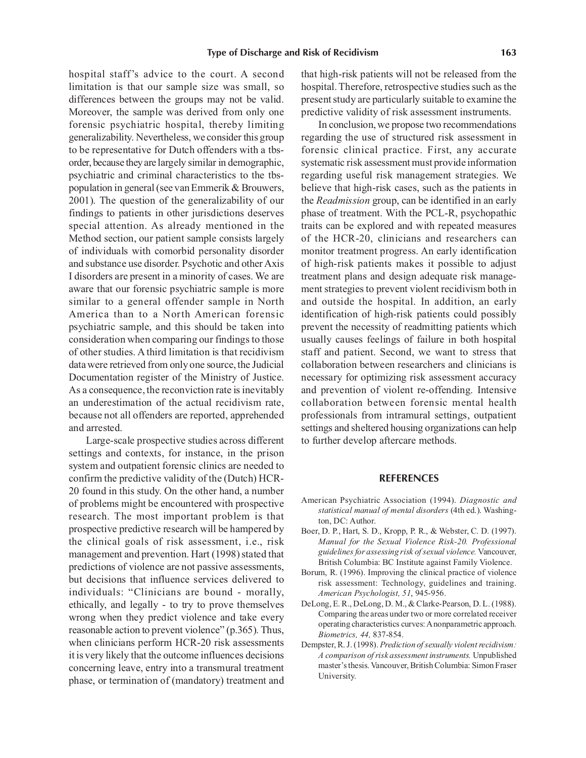hospital staff's advice to the court. A second limitation is that our sample size was small, so differences between the groups may not be valid. Moreover, the sample was derived from only one forensic psychiatric hospital, thereby limiting generalizability. Nevertheless, we consider this group to be representative for Dutch offenders with a tbs-order, because they are largely similar in demographic, psychiatric and criminal characteristics to the tbs-population in general (see van Emmerik & Brouwers, 2001). The question of the generalizability of our findings to patients in other jurisdictions deserves special attention. As already mentioned in the Method section, our patient sample consists largely of individuals with comorbid personality disorder and substance use disorder. Psychotic and other Axis I disorders are present in a minority of cases. We are aware that our forensic psychiatric sample is more similar to a general offender sample in North America than to a North American forensic psychiatric sample, and this should be taken into consideration when comparing our findings to those of other studies. A third limitation is that recidivism data were retrieved from only one source, the Judicial Documentation register of the Ministry of Justice. As a consequence, the reconviction rate is inevitably an underestimation of the actual recidivism rate, because not all offenders are reported, apprehended and arrested.

Large-scale prospective studies across different settings and contexts, for instance, in the prison system and outpatient forensic clinics are needed to confirm the predictive validity of the (Dutch) HCR-20 found in this study. On the other hand, a number of problems might be encountered with prospective research. The most important problem is that prospective predictive research will be hampered by the clinical goals of risk assessment, i.e., risk management and prevention. Hart (1998) stated that predictions of violence are not passive assessments, but decisions that influence services delivered to individuals: "Clinicians are bound - morally, ethically, and legally - to try to prove themselves wrong when they predict violence and take every reasonable action to prevent violence" (p.365). Thus, when clinicians perform HCR-20 risk assessments it is very likely that the outcome influences decisions concerning leave, entry into a transmural treatment phase, or termination of (mandatory) treatment and that high-risk patients will not be released from the hospital. Therefore, retrospective studies such as the present study are particularly suitable to examine the predictive validity of risk assessment instruments.

In conclusion, we propose two recommendations regarding the use of structured risk assessment in forensic clinical practice. First, any accurate systematic risk assessment must provide information regarding useful risk management strategies. We believe that high-risk cases, such as the patients in the *Readmission* group, can be identified in an early phase of treatment. With the PCL-R, psychopathic traits can be explored and with repeated measures of the HCR-20, clinicians and researchers can monitor treatment progress. An early identification of high-risk patients makes it possible to adjust treatment plans and design adequate risk management strategies to prevent violent recidivism both in and outside the hospital. In addition, an early identification of high-risk patients could possibly prevent the necessity of readmitting patients which usually causes feelings of failure in both hospital staff and patient. Second, we want to stress that collaboration between researchers and clinicians is necessary for optimizing risk assessment accuracy and prevention of violent re-offending. Intensive collaboration between forensic mental health professionals from intramural settings, outpatient settings and sheltered housing organizations can help to further develop aftercare methods.

## REFERENCES

American Psychiatric Association (1994). *Diagnostic and statistical manual of mental disorders* (4th ed.). Washington, DC: Author.

Boer, D. P., Hart, S. D., Kropp, P. R., & Webster, C. D. (1997). *Manual for the Sexual Violence Risk-20. Professional guidelines for assessing risk of sexual violence.* Vancouver, British Columbia: BC Institute against Family Violence.

Borum, R. (1996). Improving the clinical practice of violence risk assessment: Technology, guidelines and training. *American Psychologist, 51*, 945-956.

DeLong, E. R., DeLong, D. M., & Clarke-Pearson, D. L. (1988). Comparing the areas under two or more correlated receiver operating characteristics curves: A nonparametric approach. *Biometrics, 44,* 837-854.

Dempster, R. J. (1998). *Prediction of sexually violent recidivism: A comparison of risk assessment instruments.* Unpublished master's thesis. Vancouver, British Columbia: Simon Fraser University.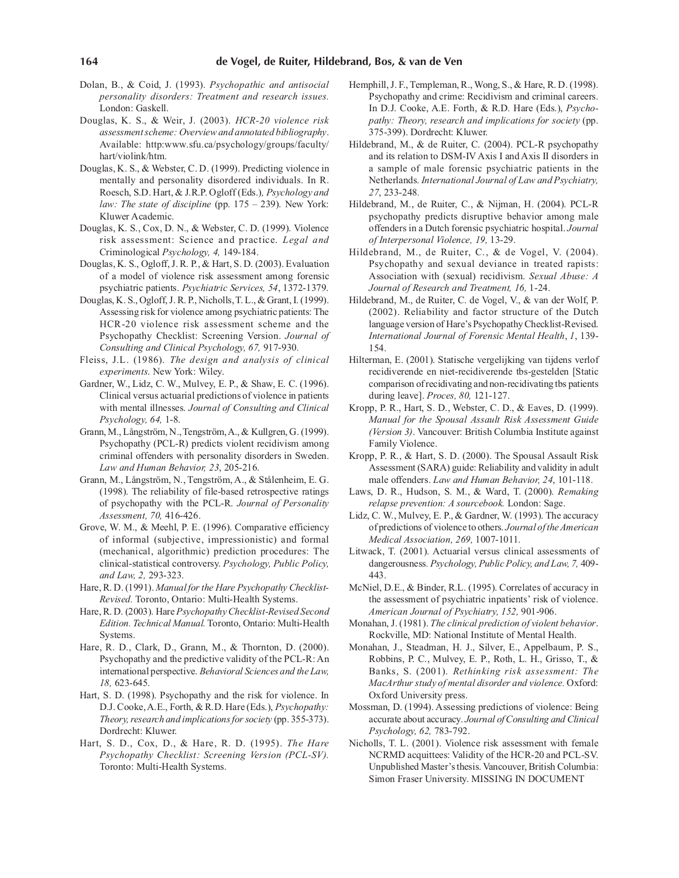Dolan, B., & Coid, J. (1993). *Psychopathic and antisocial personality disorders: Treatment and research issues.* London: Gaskell.

Douglas, K. S., & Weir, J. (2003). *HCR-20 violence risk assessment scheme: Overview and annotated bibliography*. Available: http:www.sfu.ca/psychology/groups/faculty/hart/violink/htm.

Douglas, K. S., & Webster, C. D. (1999). Predicting violence in mentally and personality disordered individuals. In R. Roesch, S.D. Hart, & J.R.P. Ogloff (Eds.), *Psychology and law: The state of discipline* (pp. 175 – 239). New York: Kluwer Academic.

Douglas, K. S., Cox, D. N., & Webster, C. D. (1999). Violence risk assessment: Science and practice. *Legal and* Criminological *Psychology, 4,* 149-184.

Douglas, K. S., Ogloff, J. R. P., & Hart, S. D. (2003). Evaluation of a model of violence risk assessment among forensic psychiatric patients. *Psychiatric Services, 54*, 1372-1379.

Douglas, K. S., Ogloff, J. R. P., Nicholls, T. L., & Grant, I. (1999). Assessing risk for violence among psychiatric patients: The HCR-20 violence risk assessment scheme and the Psychopathy Checklist: Screening Version. *Journal of Consulting and Clinical Psychology, 67,* 917-930.

Fleiss, J.L. (1986). *The design and analysis of clinical experiments*. New York: Wiley.

Gardner, W., Lidz, C. W., Mulvey, E. P., & Shaw, E. C. (1996). Clinical versus actuarial predictions of violence in patients with mental illnesses. *Journal of Consulting and Clinical Psychology, 64,* 1-8.

Grann, M., Långström, N., Tengström, A., & Kullgren, G. (1999). Psychopathy (PCL-R) predicts violent recidivism among criminal offenders with personality disorders in Sweden. *Law and Human Behavior, 23*, 205-216.

Grann, M., Långström, N., Tengström, A., & Stålenheim, E. G. (1998). The reliability of file-based retrospective ratings of psychopathy with the PCL-R. *Journal of Personality Assessment, 70,* 416-426.

Grove, W. M., & Meehl, P. E. (1996). Comparative efficiency of informal (subjective, impressionistic) and formal (mechanical, algorithmic) prediction procedures: The clinical-statistical controversy. *Psychology, Public Policy, and Law, 2,* 293-323.

Hare, R. D. (1991). *Manual for the Hare Psychopathy Checklist-Revised.* Toronto, Ontario: Multi-Health Systems.

Hare, R. D. (2003). Hare *Psychopathy Checklist-Revised Second Edition. Technical Manual.* Toronto, Ontario: Multi-Health Systems.

Hare, R. D., Clark, D., Grann, M., & Thornton, D. (2000). Psychopathy and the predictive validity of the PCL-R: An international perspective. *Behavioral Sciences and the Law, 18,* 623-645.

Hart, S. D. (1998). Psychopathy and the risk for violence. In D.J. Cooke, A.E. Forth, & R.D. Hare (Eds.), *Psychopathy: Theory, research and implications for society* (pp. 355-373). Dordrecht: Kluwer.

Hart, S. D., Cox, D., & Hare, R. D. (1995). *The Hare Psychopathy Checklist: Screening Version (PCL-SV).* Toronto: Multi-Health Systems.

Hemphill, J. F., Templeman, R., Wong, S., & Hare, R. D. (1998). Psychopathy and crime: Recidivism and criminal careers. In D.J. Cooke, A.E. Forth, & R.D. Hare (Eds.), *Psychopathy: Theory, research and implications for society* (pp. 375-399). Dordrecht: Kluwer.

Hildebrand, M., & de Ruiter, C. (2004). PCL-R psychopathy and its relation to DSM-IV Axis I and Axis II disorders in a sample of male forensic psychiatric patients in the Netherlands. *International Journal of Law and Psychiatry, 27*, 233-248.

Hildebrand, M., de Ruiter, C., & Nijman, H. (2004). PCL-R psychopathy predicts disruptive behavior among male offenders in a Dutch forensic psychiatric hospital. *Journal of Interpersonal Violence, 19,* 13-29.

Hildebrand, M., de Ruiter, C., & de Vogel, V. (2004). Psychopathy and sexual deviance in treated rapists: Association with (sexual) recidivism. *Sexual Abuse: A Journal of Research and Treatment, 16,* 1-24.

Hildebrand, M., de Ruiter, C. de Vogel, V., & van der Wolf, P. (2002). Reliability and factor structure of the Dutch language version of Hare's Psychopathy Checklist-Revised. *International Journal of Forensic Mental Health*, *1*, 139-154.

Hilterman, E. (2001). Statische vergelijking van tijdens verlof recidiverende en niet-recidiverende tbs-gestelden [Static comparison of recidivating and non-recidivating tbs patients during leave]. *Proces, 80,* 121-127.

Kropp, P. R., Hart, S. D., Webster, C. D., & Eaves, D. (1999). *Manual for the Spousal Assault Risk Assessment Guide (Version 3)*. Vancouver: British Columbia Institute against Family Violence.

Kropp, P. R., & Hart, S. D. (2000). The Spousal Assault Risk Assessment (SARA) guide: Reliability and validity in adult male offenders. *Law and Human Behavior, 24*, 101-118.

Laws, D. R., Hudson, S. M., & Ward, T. (2000). *Remaking relapse prevention: A sourcebook.* London: Sage.

Lidz, C. W., Mulvey, E. P., & Gardner, W. (1993). The accuracy of predictions of violence to others. *Journal of the American Medical Association, 269,* 1007-1011.

Litwack, T. (2001). Actuarial versus clinical assessments of dangerousness. *Psychology, Public Policy, and Law, 7,* 409-443.

McNiel, D.E., & Binder, R.L. (1995). Correlates of accuracy in the assessment of psychiatric inpatients' risk of violence. *American Journal of Psychiatry, 152,* 901-906.

Monahan, J. (1981). *The clinical prediction of violent behavior*. Rockville, MD: National Institute of Mental Health.

Monahan, J., Steadman, H. J., Silver, E., Appelbaum, P. S., Robbins, P. C., Mulvey, E. P., Roth, L. H., Grisso, T., & Banks, S. (2001). *Rethinking risk assessment: The MacArthur study of mental disorder and violence.* Oxford: Oxford University press.

Mossman, D. (1994). Assessing predictions of violence: Being accurate about accuracy. *Journal of Consulting and Clinical Psychology, 62,* 783-792.

Nicholls, T. L. (2001). Violence risk assessment with female NCRMD acquittees: Validity of the HCR-20 and PCL-SV. Unpublished Master's thesis. Vancouver, British Columbia: Simon Fraser University. MISSING IN DOCUMENT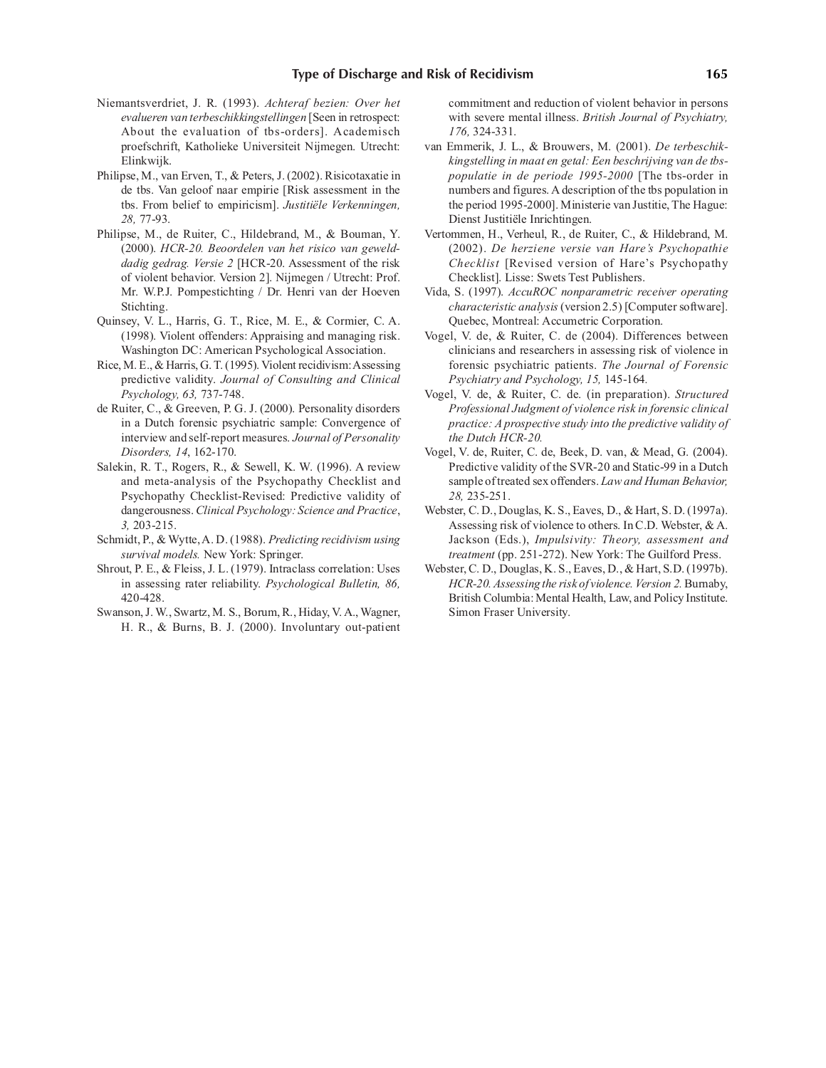Niemantsverdriet, J. R. (1993). *Achteraf bezien: Over het evalueren van terbeschikkingstellingen* [Seen in retrospect: About the evaluation of tbs-orders]. Academisch proefschrift, Katholieke Universiteit Nijmegen. Utrecht: Elinkwijk.

Philipse, M., van Erven, T., & Peters, J. (2002). Risicotaxatie in de tbs. Van geloof naar empirie [Risk assessment in the tbs. From belief to empiricism]. *Justitiële Verkenningen, 28,* 77-93.

Philipse, M., de Ruiter, C., Hildebrand, M., & Bouman, Y. (2000). *HCR-20. Beoordelen van het risico van gewelddadig gedrag. Versie 2* [HCR-20. Assessment of the risk of violent behavior. Version 2]. Nijmegen / Utrecht: Prof. Mr. W.P.J. Pompestichting / Dr. Henri van der Hoeven Stichting.

Quinsey, V. L., Harris, G. T., Rice, M. E., & Cormier, C. A. (1998). Violent offenders: Appraising and managing risk. Washington DC: American Psychological Association.

Rice, M. E., & Harris, G. T. (1995). Violent recidivism: Assessing predictive validity. *Journal of Consulting and Clinical Psychology, 63,* 737-748.

de Ruiter, C., & Greeven, P. G. J. (2000). Personality disorders in a Dutch forensic psychiatric sample: Convergence of interview and self-report measures. *Journal of Personality Disorders, 14*, 162-170.

Salekin, R. T., Rogers, R., & Sewell, K. W. (1996). A review and meta-analysis of the Psychopathy Checklist and Psychopathy Checklist-Revised: Predictive validity of dangerousness. *Clinical Psychology: Science and Practice*, *3,* 203-215.

Schmidt, P., & Wytte, A. D. (1988). *Predicting recidivism using survival models.* New York: Springer.

Shrout, P. E., & Fleiss, J. L. (1979). Intraclass correlation: Uses in assessing rater reliability. *Psychological Bulletin, 86,* 420-428.

Swanson, J. W., Swartz, M. S., Borum, R., Hiday, V. A., Wagner, H. R., & Burns, B. J. (2000). Involuntary out-patient commitment and reduction of violent behavior in persons with severe mental illness. *British Journal of Psychiatry, 176,* 324-331.

van Emmerik, J. L., & Brouwers, M. (2001). *De terbeschikkingstelling in maat en getal: Een beschrijving van de tbs-populatie in de periode 1995-2000* [The tbs-order in numbers and figures. A description of the tbs population in the period 1995-2000]. Ministerie van Justitie, The Hague: Dienst Justitiële Inrichtingen.

Vertommen, H., Verheul, R., de Ruiter, C., & Hildebrand, M. (2002). *De herziene versie van Hare's Psychopathie Checklist* [Revised version of Hare's Psychopathy Checklist]. Lisse: Swets Test Publishers.

Vida, S. (1997). *AccuROC nonparametric receiver operating characteristic analysis* (version 2.5) [Computer software]. Quebec, Montreal: Accumetric Corporation.

Vogel, V. de, & Ruiter, C. de (2004). Differences between clinicians and researchers in assessing risk of violence in forensic psychiatric patients. *The Journal of Forensic Psychiatry and Psychology, 15,* 145-164.

Vogel, V. de, & Ruiter, C. de. (in preparation). *Structured Professional Judgment of violence risk in forensic clinical practice: A prospective study into the predictive validity of the Dutch HCR-20.*

Vogel, V. de, Ruiter, C. de, Beek, D. van, & Mead, G. (2004). Predictive validity of the SVR-20 and Static-99 in a Dutch sample of treated sex offenders. *Law and Human Behavior, 28,* 235-251.

Webster, C. D., Douglas, K. S., Eaves, D., & Hart, S. D. (1997a). Assessing risk of violence to others. In C.D. Webster, & A. Jackson (Eds.), *Impulsivity: Theory, assessment and treatment* (pp. 251-272). New York: The Guilford Press.

Webster, C. D., Douglas, K. S., Eaves, D., & Hart, S.D. (1997b). *HCR-20. Assessing the risk of violence. Version 2.* Burnaby, British Columbia: Mental Health, Law, and Policy Institute. Simon Fraser University.